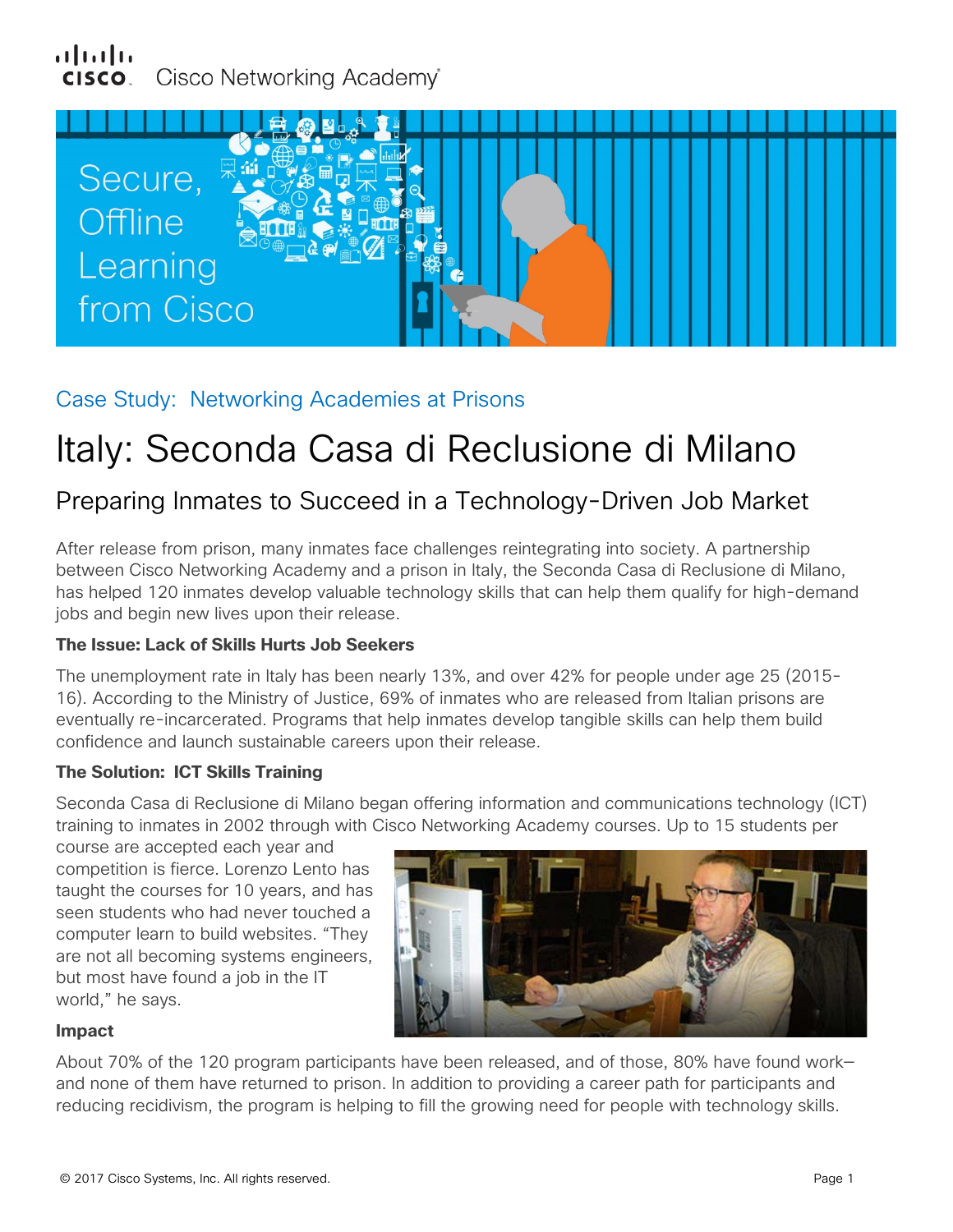Cisco Networking Academy

Secure, Offline Learning from Cisco

Case Study: Networking Academies at Prisons

# Italy: Seconda Casa di Reclusione di Milano

## Preparing Inmates to Succeed in a Technology-Driven Job Market

After release from prison, many inmates face challenges reintegrating into society. A partnership between Cisco Networking Academy and a prison in Italy, the Seconda Casa di Reclusione di Milano, has helped 120 inmates develop valuable technology skills that can help them qualify for high-demand jobs and begin new lives upon their release.

### The Issue: Lack of Skills Hurts Job Seekers

The unemployment rate in Italy has been nearly 13%, and over 42% for people under age 25 (2015-16). According to the Ministry of Justice, 69% of inmates who are released from Italian prisons are eventually re-incarcerated. Programs that help inmates develop tangible skills can help them build confidence and launch sustainable careers upon their release.

### The Solution: ICT Skills Training

Seconda Casa di Reclusione di Milano began offering information and communications technology (ICT) training to inmates in 2002 through with Cisco Networking Academy courses. Up to 15 students per course are accepted each year and competition is fierce. Lorenzo Lento has taught the courses for 10 years, and has seen students who had never touched a computer learn to build websites. "They are not all becoming systems engineers, but most have found a job in the IT world," he says.

### Impact

About 70% of the 120 program participants have been released, and of those, 80% have found work—and none of them have returned to prison. In addition to providing a career path for participants and reducing recidivism, the program is helping to fill the growing need for people with technology skills.

© 2017 Cisco Systems, Inc. All rights reserved.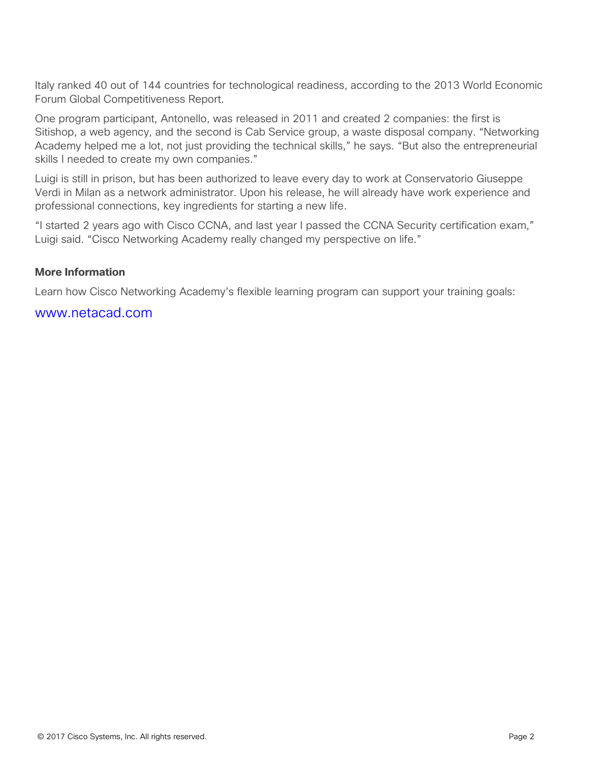Italy ranked 40 out of 144 countries for technological readiness, according to the 2013 World Economic Forum Global Competitiveness Report.

One program participant, Antonello, was released in 2011 and created 2 companies: the first is Sitishop, a web agency, and the second is Cab Service group, a waste disposal company. "Networking Academy helped me a lot, not just providing the technical skills," he says. "But also the entrepreneurial skills I needed to create my own companies."

Luigi is still in prison, but has been authorized to leave every day to work at Conservatorio Giuseppe Verdi in Milan as a network administrator. Upon his release, he will already have work experience and professional connections, key ingredients for starting a new life.

"I started 2 years ago with Cisco CCNA, and last year I passed the CCNA Security certification exam," Luigi said. "Cisco Networking Academy really changed my perspective on life."

### More Information

Learn how Cisco Networking Academy's flexible learning program can support your training goals:

www.netacad.com

© 2017 Cisco Systems, Inc. All rights reserved.